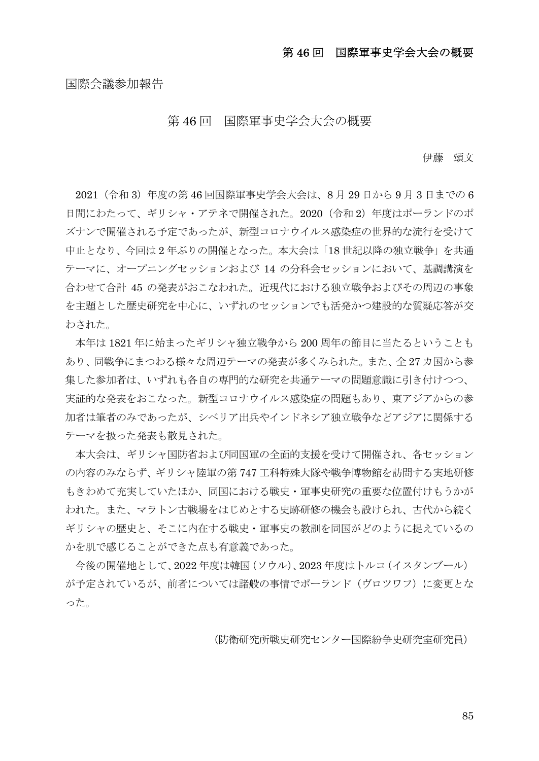国際会議参加報告

# 第 46 回　国際軍事史学会大会の概要

伊藤　頌文

2021（令和 3）年度の第 46 回国際軍事史学会大会は、8 月 29 日から 9 月 3 日までの 6 日間にわたって、ギリシャ・アテネで開催された。2020（令和 2）年度はポーランドのポズナンで開催される予定であったが、新型コロナウイルス感染症の世界的な流行を受けて中止となり、今回は 2 年ぶりの開催となった。本大会は「18 世紀以降の独立戦争」を共通テーマに、オープニングセッションおよび 14 の分科会セッションにおいて、基調講演を合わせて合計 45 の発表がおこなわれた。近現代における独立戦争およびその周辺の事象を主題とした歴史研究を中心に、いずれのセッションでも活発かつ建設的な質疑応答が交わされた。

本年は 1821 年に始まったギリシャ独立戦争から 200 周年の節目に当たるということもあり、同戦争にまつわる様々な周辺テーマの発表が多くみられた。また、全 27 カ国から参集した参加者は、いずれも各自の専門的な研究を共通テーマの問題意識に引き付けつつ、実証的な発表をおこなった。新型コロナウイルス感染症の問題もあり、東アジアからの参加者は筆者のみであったが、シベリア出兵やインドネシア独立戦争などアジアに関係するテーマを扱った発表も散見された。

本大会は、ギリシャ国防省および同国軍の全面的支援を受けて開催され、各セッションの内容のみならず、ギリシャ陸軍の第 747 工科特殊大隊や戦争博物館を訪問する実地研修もきわめて充実していたほか、同国における戦史・軍事史研究の重要な位置付けもうかがわれた。また、マラトン古戦場をはじめとする史跡研修の機会も設けられ、古代から続くギリシャの歴史と、そこに内在する戦史・軍事史の教訓を同国がどのように捉えているのかを肌で感じることができた点も有意義であった。

今後の開催地として、2022 年度は韓国（ソウル）、2023 年度はトルコ（イスタンブール）が予定されているが、前者については諸般の事情でポーランド（ヴロツワフ）に変更となった。

（防衛研究所戦史研究センター国際紛争史研究室研究員）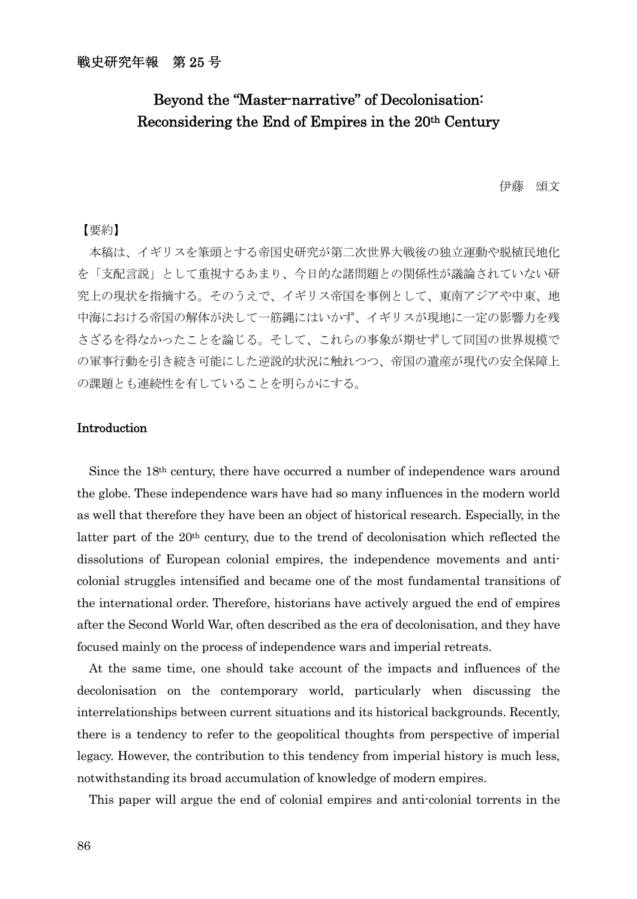# Beyond the "Master-narrative" of Decolonisation: Reconsidering the End of Empires in the 20th Century

伊藤　頌文

【要約】

本稿は、イギリスを筆頭とする帝国史研究が第二次世界大戦後の独立運動や脱植民地化を「支配言説」として重視するあまり、今日的な諸問題との関係性が議論されていない研究上の現状を指摘する。そのうえで、イギリス帝国を事例として、東南アジアや中東、地中海における帝国の解体が決して一筋縄にはいかず、イギリスが現地に一定の影響力を残さざるを得なかったことを論じる。そして、これらの事象が期せずして同国の世界規模での軍事行動を引き続き可能にした逆説的状況に触れつつ、帝国の遺産が現代の安全保障上の課題とも連続性を有していることを明らかにする。

## Introduction

Since the 18th century, there have occurred a number of independence wars around the globe. These independence wars have had so many influences in the modern world as well that therefore they have been an object of historical research. Especially, in the latter part of the 20th century, due to the trend of decolonisation which reflected the dissolutions of European colonial empires, the independence movements and anti-colonial struggles intensified and became one of the most fundamental transitions of the international order. Therefore, historians have actively argued the end of empires after the Second World War, often described as the era of decolonisation, and they have focused mainly on the process of independence wars and imperial retreats.

At the same time, one should take account of the impacts and influences of the decolonisation on the contemporary world, particularly when discussing the interrelationships between current situations and its historical backgrounds. Recently, there is a tendency to refer to the geopolitical thoughts from perspective of imperial legacy. However, the contribution to this tendency from imperial history is much less, notwithstanding its broad accumulation of knowledge of modern empires.

This paper will argue the end of colonial empires and anti-colonial torrents in the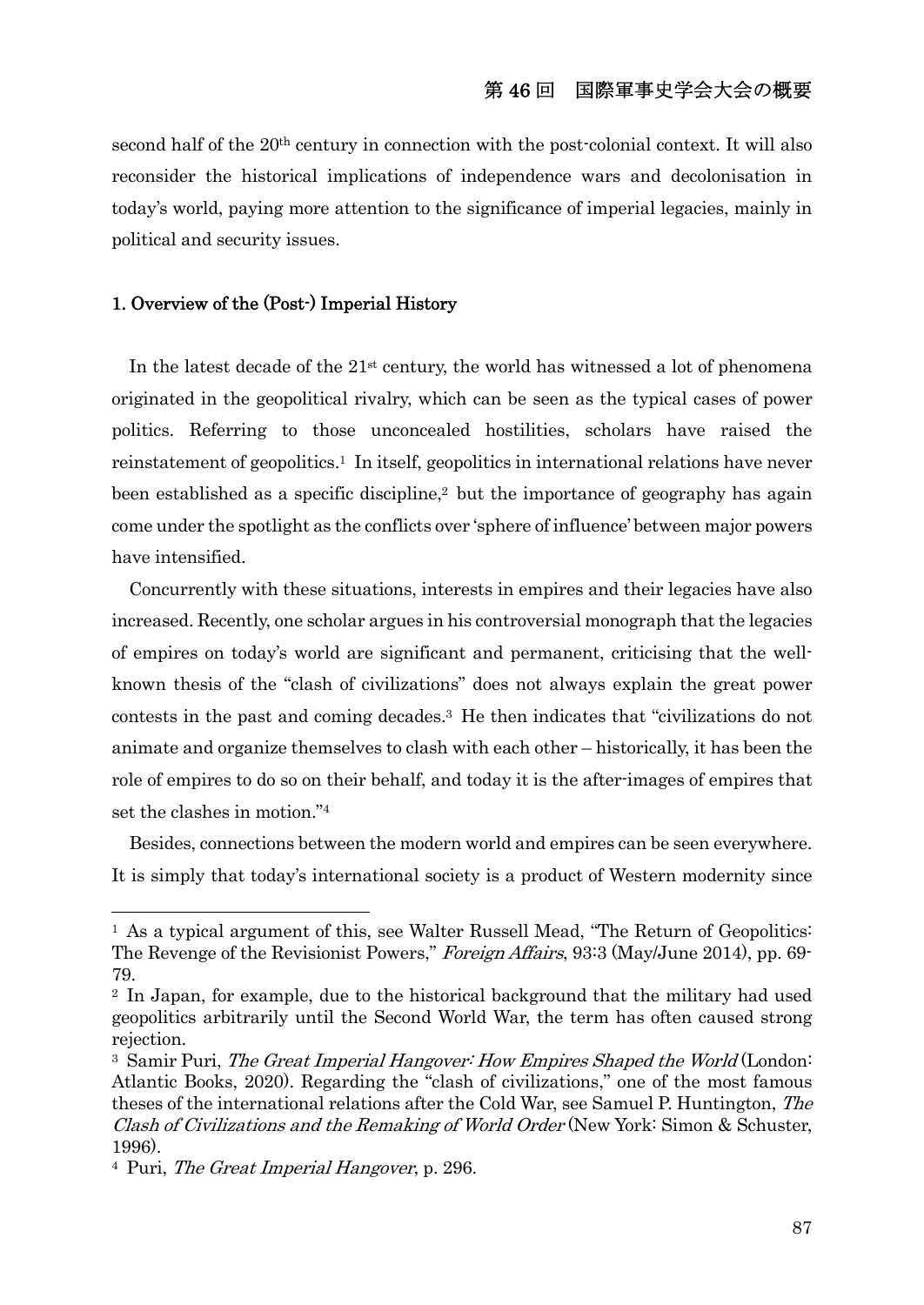second half of the 20th century in connection with the post-colonial context. It will also reconsider the historical implications of independence wars and decolonisation in today's world, paying more attention to the significance of imperial legacies, mainly in political and security issues.

## 1. Overview of the (Post-) Imperial History

In the latest decade of the 21st century, the world has witnessed a lot of phenomena originated in the geopolitical rivalry, which can be seen as the typical cases of power politics. Referring to those unconcealed hostilities, scholars have raised the reinstatement of geopolitics.[1] In itself, geopolitics in international relations have never been established as a specific discipline,[2] but the importance of geography has again come under the spotlight as the conflicts over 'sphere of influence' between major powers have intensified.

Concurrently with these situations, interests in empires and their legacies have also increased. Recently, one scholar argues in his controversial monograph that the legacies of empires on today's world are significant and permanent, criticising that the well-known thesis of the "clash of civilizations" does not always explain the great power contests in the past and coming decades.[3] He then indicates that "civilizations do not animate and organize themselves to clash with each other – historically, it has been the role of empires to do so on their behalf, and today it is the after-images of empires that set the clashes in motion."[4]

Besides, connections between the modern world and empires can be seen everywhere. It is simply that today's international society is a product of Western modernity since

---

[1] As a typical argument of this, see Walter Russell Mead, "The Return of Geopolitics: The Revenge of the Revisionist Powers," *Foreign Affairs*, 93:3 (May/June 2014), pp. 69-79.

[2] In Japan, for example, due to the historical background that the military had used geopolitics arbitrarily until the Second World War, the term has often caused strong rejection.

[3] Samir Puri, *The Great Imperial Hangover: How Empires Shaped the World* (London: Atlantic Books, 2020). Regarding the "clash of civilizations," one of the most famous theses of the international relations after the Cold War, see Samuel P. Huntington, *The Clash of Civilizations and the Remaking of World Order* (New York: Simon & Schuster, 1996).

[4] Puri, *The Great Imperial Hangover*, p. 296.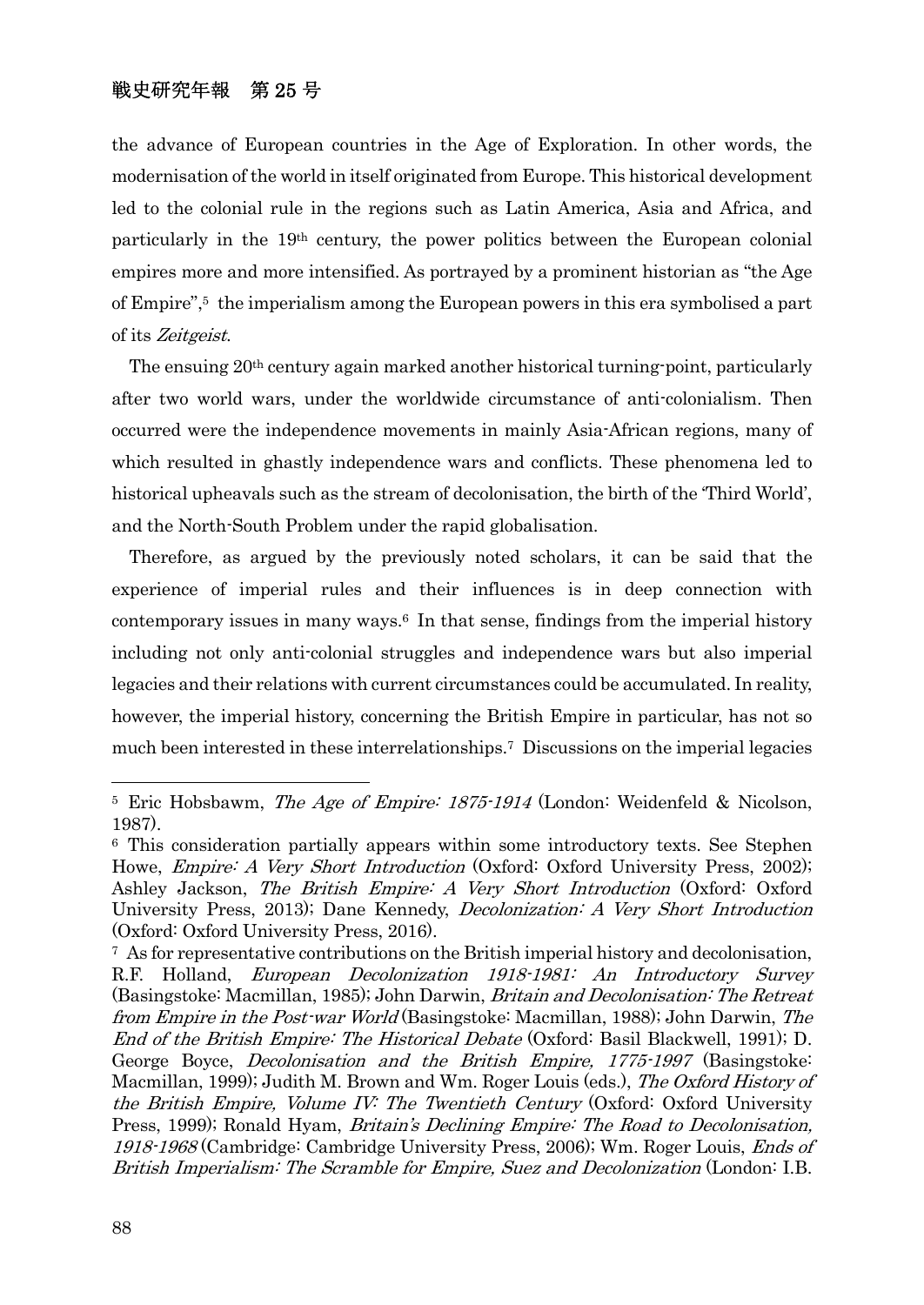the advance of European countries in the Age of Exploration. In other words, the modernisation of the world in itself originated from Europe. This historical development led to the colonial rule in the regions such as Latin America, Asia and Africa, and particularly in the 19th century, the power politics between the European colonial empires more and more intensified. As portrayed by a prominent historian as "the Age of Empire",[5] the imperialism among the European powers in this era symbolised a part of its *Zeitgeist*.

The ensuing 20th century again marked another historical turning-point, particularly after two world wars, under the worldwide circumstance of anti-colonialism. Then occurred were the independence movements in mainly Asia-African regions, many of which resulted in ghastly independence wars and conflicts. These phenomena led to historical upheavals such as the stream of decolonisation, the birth of the 'Third World', and the North-South Problem under the rapid globalisation.

Therefore, as argued by the previously noted scholars, it can be said that the experience of imperial rules and their influences is in deep connection with contemporary issues in many ways.[6] In that sense, findings from the imperial history including not only anti-colonial struggles and independence wars but also imperial legacies and their relations with current circumstances could be accumulated. In reality, however, the imperial history, concerning the British Empire in particular, has not so much been interested in these interrelationships.[7] Discussions on the imperial legacies

---

[5] Eric Hobsbawm, *The Age of Empire: 1875-1914* (London: Weidenfeld & Nicolson, 1987).

[6] This consideration partially appears within some introductory texts. See Stephen Howe, *Empire: A Very Short Introduction* (Oxford: Oxford University Press, 2002); Ashley Jackson, *The British Empire: A Very Short Introduction* (Oxford: Oxford University Press, 2013); Dane Kennedy, *Decolonization: A Very Short Introduction* (Oxford: Oxford University Press, 2016).

[7] As for representative contributions on the British imperial history and decolonisation, R.F. Holland, *European Decolonization 1918-1981: An Introductory Survey* (Basingstoke: Macmillan, 1985); John Darwin, *Britain and Decolonisation: The Retreat from Empire in the Post-war World* (Basingstoke: Macmillan, 1988); John Darwin, *The End of the British Empire: The Historical Debate* (Oxford: Basil Blackwell, 1991); D. George Boyce, *Decolonisation and the British Empire, 1775-1997* (Basingstoke: Macmillan, 1999); Judith M. Brown and Wm. Roger Louis (eds.), *The Oxford History of the British Empire, Volume IV: The Twentieth Century* (Oxford: Oxford University Press, 1999); Ronald Hyam, *Britain's Declining Empire: The Road to Decolonisation, 1918-1968* (Cambridge: Cambridge University Press, 2006); Wm. Roger Louis, *Ends of British Imperialism: The Scramble for Empire, Suez and Decolonization* (London: I.B.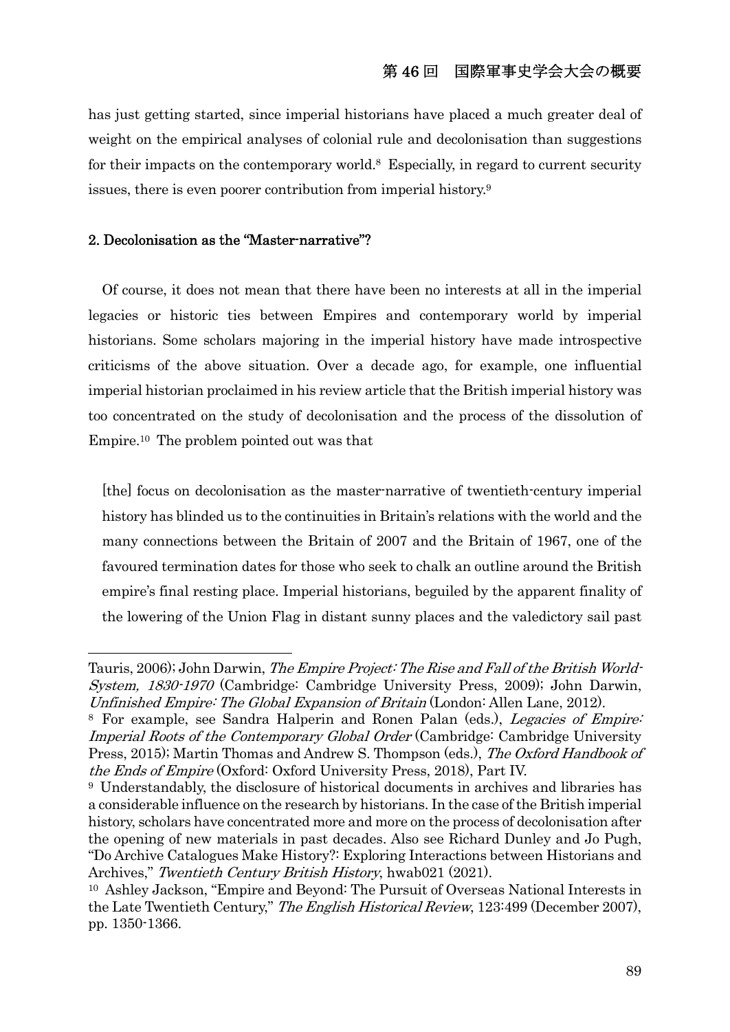has just getting started, since imperial historians have placed a much greater deal of weight on the empirical analyses of colonial rule and decolonisation than suggestions for their impacts on the contemporary world.[8] Especially, in regard to current security issues, there is even poorer contribution from imperial history.[9]

## 2. Decolonisation as the "Master-narrative"?

Of course, it does not mean that there have been no interests at all in the imperial legacies or historic ties between Empires and contemporary world by imperial historians. Some scholars majoring in the imperial history have made introspective criticisms of the above situation. Over a decade ago, for example, one influential imperial historian proclaimed in his review article that the British imperial history was too concentrated on the study of decolonisation and the process of the dissolution of Empire.[10] The problem pointed out was that

> [the] focus on decolonisation as the master-narrative of twentieth-century imperial history has blinded us to the continuities in Britain's relations with the world and the many connections between the Britain of 2007 and the Britain of 1967, one of the favoured termination dates for those who seek to chalk an outline around the British empire's final resting place. Imperial historians, beguiled by the apparent finality of the lowering of the Union Flag in distant sunny places and the valedictory sail past

---

Tauris, 2006); John Darwin, *The Empire Project: The Rise and Fall of the British World-System, 1830-1970* (Cambridge: Cambridge University Press, 2009); John Darwin, *Unfinished Empire: The Global Expansion of Britain* (London: Allen Lane, 2012).

[8] For example, see Sandra Halperin and Ronen Palan (eds.), *Legacies of Empire: Imperial Roots of the Contemporary Global Order* (Cambridge: Cambridge University Press, 2015); Martin Thomas and Andrew S. Thompson (eds.), *The Oxford Handbook of the Ends of Empire* (Oxford: Oxford University Press, 2018), Part IV.

[9] Understandably, the disclosure of historical documents in archives and libraries has a considerable influence on the research by historians. In the case of the British imperial history, scholars have concentrated more and more on the process of decolonisation after the opening of new materials in past decades. Also see Richard Dunley and Jo Pugh, "Do Archive Catalogues Make History?: Exploring Interactions between Historians and Archives," *Twentieth Century British History*, hwab021 (2021).

[10] Ashley Jackson, "Empire and Beyond: The Pursuit of Overseas National Interests in the Late Twentieth Century," *The English Historical Review*, 123:499 (December 2007), pp. 1350-1366.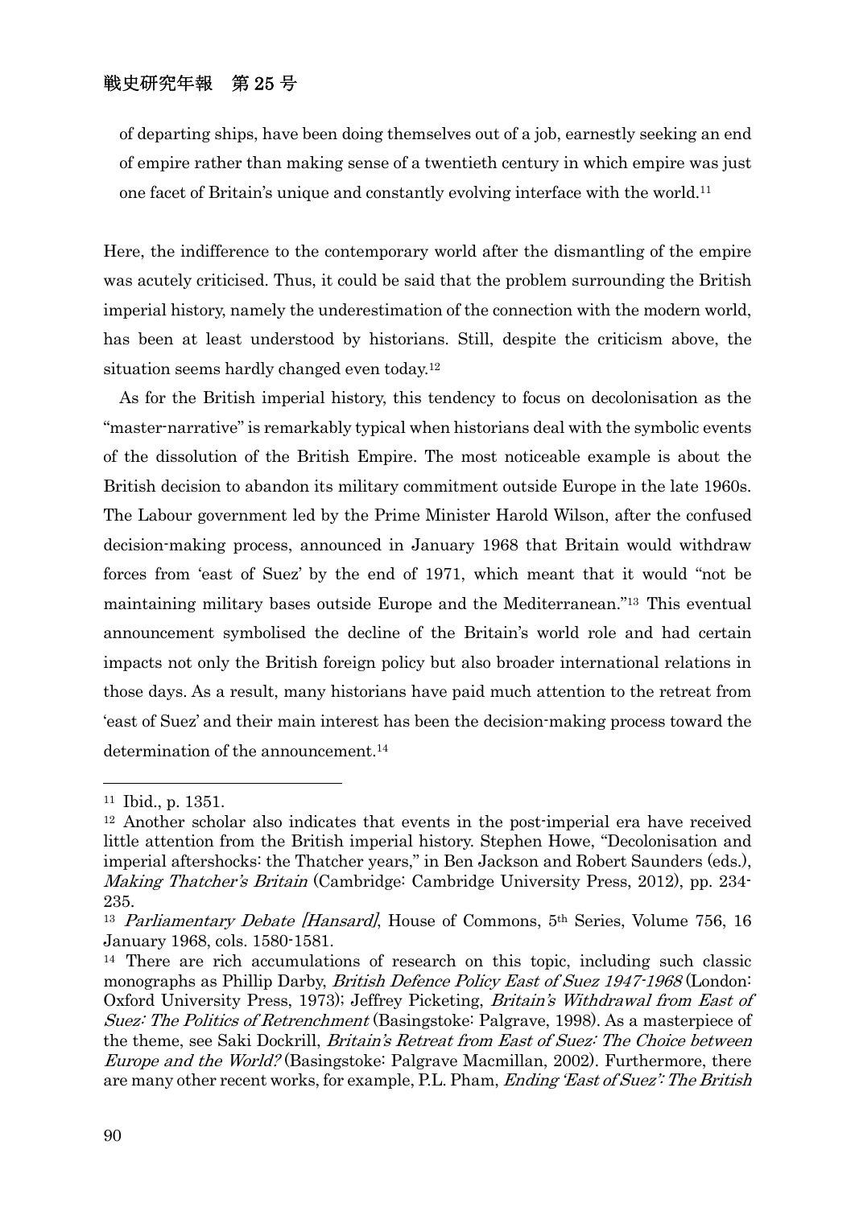of departing ships, have been doing themselves out of a job, earnestly seeking an end of empire rather than making sense of a twentieth century in which empire was just one facet of Britain's unique and constantly evolving interface with the world.[11]

Here, the indifference to the contemporary world after the dismantling of the empire was acutely criticised. Thus, it could be said that the problem surrounding the British imperial history, namely the underestimation of the connection with the modern world, has been at least understood by historians. Still, despite the criticism above, the situation seems hardly changed even today.[12]

As for the British imperial history, this tendency to focus on decolonisation as the "master-narrative" is remarkably typical when historians deal with the symbolic events of the dissolution of the British Empire. The most noticeable example is about the British decision to abandon its military commitment outside Europe in the late 1960s. The Labour government led by the Prime Minister Harold Wilson, after the confused decision-making process, announced in January 1968 that Britain would withdraw forces from 'east of Suez' by the end of 1971, which meant that it would "not be maintaining military bases outside Europe and the Mediterranean."[13] This eventual announcement symbolised the decline of the Britain's world role and had certain impacts not only the British foreign policy but also broader international relations in those days. As a result, many historians have paid much attention to the retreat from 'east of Suez' and their main interest has been the decision-making process toward the determination of the announcement.[14]

---

[11] Ibid., p. 1351.

[12] Another scholar also indicates that events in the post-imperial era have received little attention from the British imperial history. Stephen Howe, "Decolonisation and imperial aftershocks: the Thatcher years," in Ben Jackson and Robert Saunders (eds.), *Making Thatcher's Britain* (Cambridge: Cambridge University Press, 2012), pp. 234-235.

[13] *Parliamentary Debate [Hansard]*, House of Commons, 5th Series, Volume 756, 16 January 1968, cols. 1580-1581.

[14] There are rich accumulations of research on this topic, including such classic monographs as Phillip Darby, *British Defence Policy East of Suez 1947-1968* (London: Oxford University Press, 1973); Jeffrey Picketing, *Britain's Withdrawal from East of Suez: The Politics of Retrenchment* (Basingstoke: Palgrave, 1998). As a masterpiece of the theme, see Saki Dockrill, *Britain's Retreat from East of Suez: The Choice between Europe and the World?* (Basingstoke: Palgrave Macmillan, 2002). Furthermore, there are many other recent works, for example, P.L. Pham, *Ending 'East of Suez': The British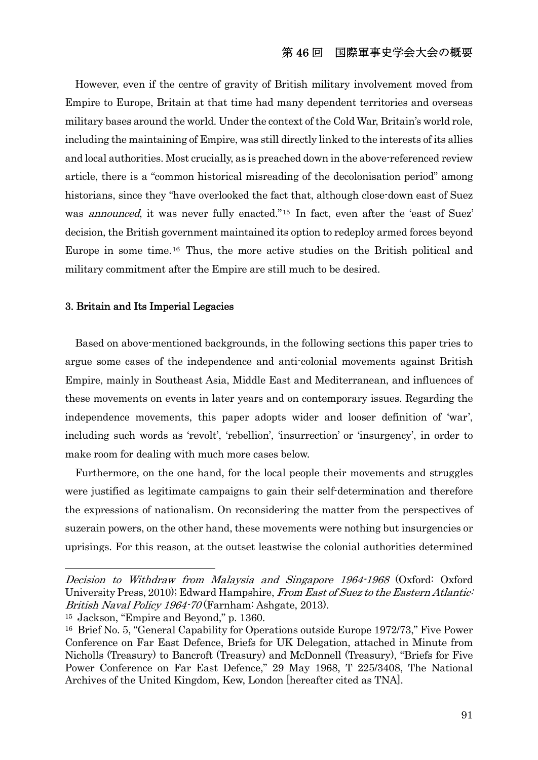However, even if the centre of gravity of British military involvement moved from Empire to Europe, Britain at that time had many dependent territories and overseas military bases around the world. Under the context of the Cold War, Britain's world role, including the maintaining of Empire, was still directly linked to the interests of its allies and local authorities. Most crucially, as is preached down in the above-referenced review article, there is a "common historical misreading of the decolonisation period" among historians, since they "have overlooked the fact that, although close-down east of Suez was *announced*, it was never fully enacted."[15] In fact, even after the 'east of Suez' decision, the British government maintained its option to redeploy armed forces beyond Europe in some time.[16] Thus, the more active studies on the British political and military commitment after the Empire are still much to be desired.

### 3. Britain and Its Imperial Legacies

Based on above-mentioned backgrounds, in the following sections this paper tries to argue some cases of the independence and anti-colonial movements against British Empire, mainly in Southeast Asia, Middle East and Mediterranean, and influences of these movements on events in later years and on contemporary issues. Regarding the independence movements, this paper adopts wider and looser definition of 'war', including such words as 'revolt', 'rebellion', 'insurrection' or 'insurgency', in order to make room for dealing with much more cases below.

Furthermore, on the one hand, for the local people their movements and struggles were justified as legitimate campaigns to gain their self-determination and therefore the expressions of nationalism. On reconsidering the matter from the perspectives of suzerain powers, on the other hand, these movements were nothing but insurgencies or uprisings. For this reason, at the outset leastwise the colonial authorities determined

---

*Decision to Withdraw from Malaysia and Singapore 1964-1968* (Oxford: Oxford University Press, 2010); Edward Hampshire, *From East of Suez to the Eastern Atlantic: British Naval Policy 1964-70* (Farnham: Ashgate, 2013).

[15] Jackson, "Empire and Beyond," p. 1360.

[16] Brief No. 5, "General Capability for Operations outside Europe 1972/73," Five Power Conference on Far East Defence, Briefs for UK Delegation, attached in Minute from Nicholls (Treasury) to Bancroft (Treasury) and McDonnell (Treasury), "Briefs for Five Power Conference on Far East Defence," 29 May 1968, T 225/3408, The National Archives of the United Kingdom, Kew, London [hereafter cited as TNA].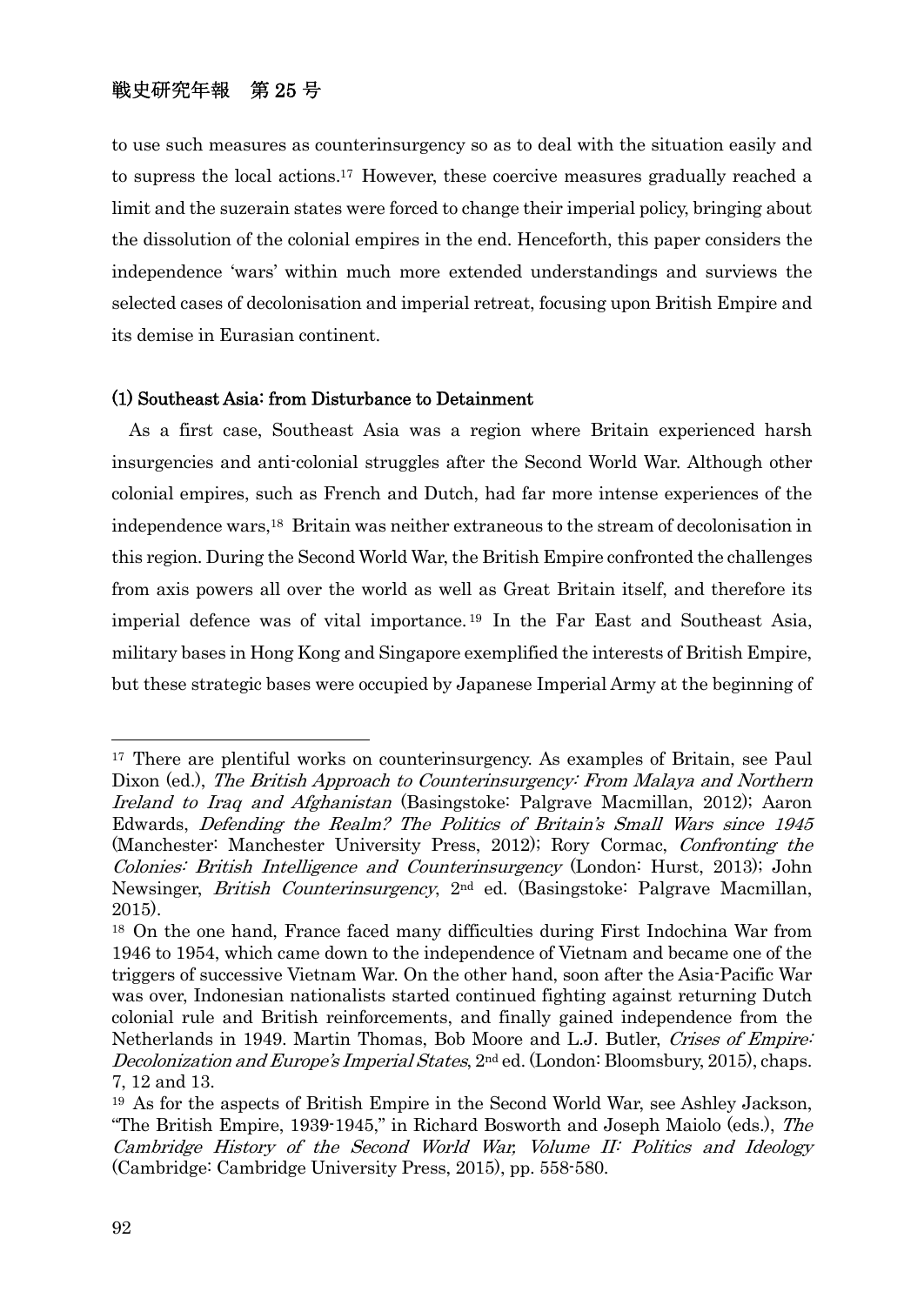to use such measures as counterinsurgency so as to deal with the situation easily and to supress the local actions.[17] However, these coercive measures gradually reached a limit and the suzerain states were forced to change their imperial policy, bringing about the dissolution of the colonial empires in the end. Henceforth, this paper considers the independence 'wars' within much more extended understandings and surviews the selected cases of decolonisation and imperial retreat, focusing upon British Empire and its demise in Eurasian continent.

### (1) Southeast Asia: from Disturbance to Detainment

As a first case, Southeast Asia was a region where Britain experienced harsh insurgencies and anti-colonial struggles after the Second World War. Although other colonial empires, such as French and Dutch, had far more intense experiences of the independence wars,[18] Britain was neither extraneous to the stream of decolonisation in this region. During the Second World War, the British Empire confronted the challenges from axis powers all over the world as well as Great Britain itself, and therefore its imperial defence was of vital importance.[19] In the Far East and Southeast Asia, military bases in Hong Kong and Singapore exemplified the interests of British Empire, but these strategic bases were occupied by Japanese Imperial Army at the beginning of

---

[17] There are plentiful works on counterinsurgency. As examples of Britain, see Paul Dixon (ed.), *The British Approach to Counterinsurgency: From Malaya and Northern Ireland to Iraq and Afghanistan* (Basingstoke: Palgrave Macmillan, 2012); Aaron Edwards, *Defending the Realm? The Politics of Britain's Small Wars since 1945* (Manchester: Manchester University Press, 2012); Rory Cormac, *Confronting the Colonies: British Intelligence and Counterinsurgency* (London: Hurst, 2013); John Newsinger, *British Counterinsurgency*, 2nd ed. (Basingstoke: Palgrave Macmillan, 2015).

[18] On the one hand, France faced many difficulties during First Indochina War from 1946 to 1954, which came down to the independence of Vietnam and became one of the triggers of successive Vietnam War. On the other hand, soon after the Asia-Pacific War was over, Indonesian nationalists started continued fighting against returning Dutch colonial rule and British reinforcements, and finally gained independence from the Netherlands in 1949. Martin Thomas, Bob Moore and L.J. Butler, *Crises of Empire: Decolonization and Europe's Imperial States*, 2nd ed. (London: Bloomsbury, 2015), chaps. 7, 12 and 13.

[19] As for the aspects of British Empire in the Second World War, see Ashley Jackson, "The British Empire, 1939-1945," in Richard Bosworth and Joseph Maiolo (eds.), *The Cambridge History of the Second World War, Volume II: Politics and Ideology* (Cambridge: Cambridge University Press, 2015), pp. 558-580.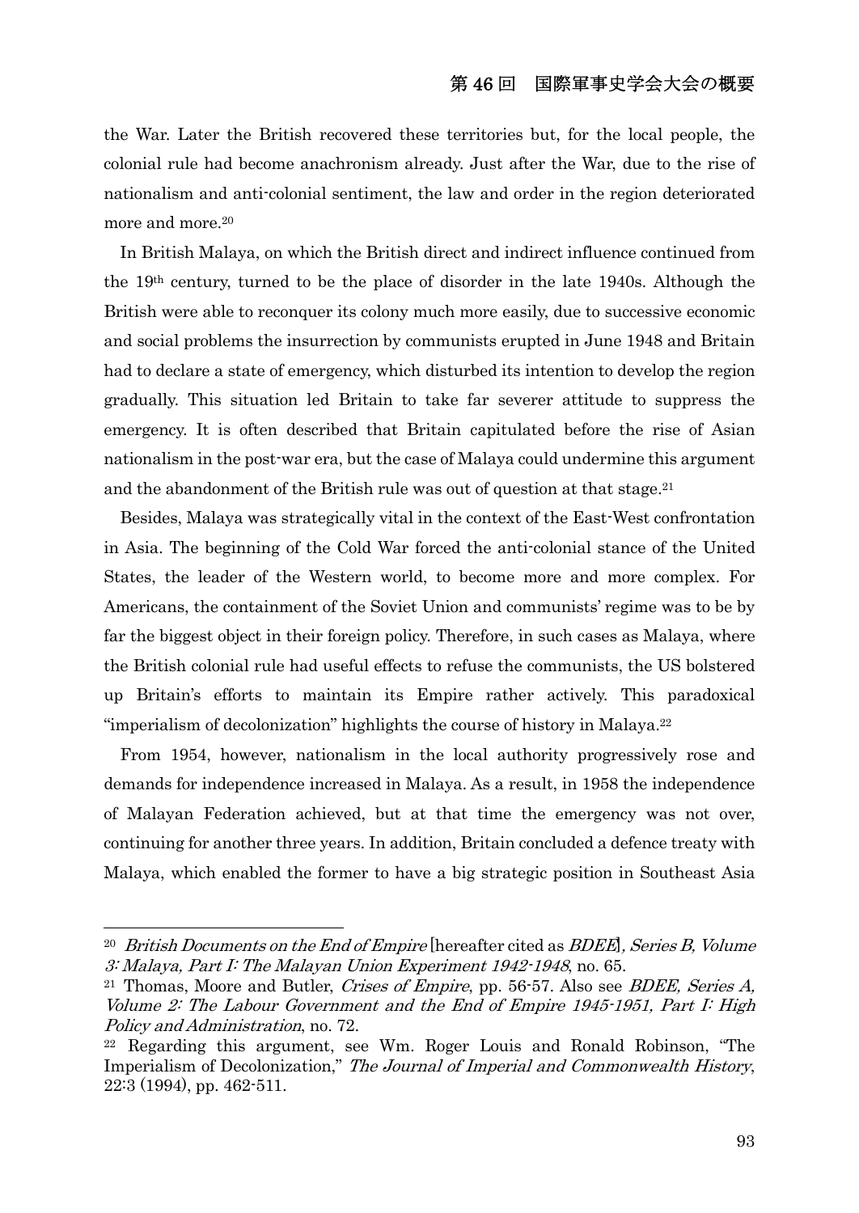the War. Later the British recovered these territories but, for the local people, the colonial rule had become anachronism already. Just after the War, due to the rise of nationalism and anti-colonial sentiment, the law and order in the region deteriorated more and more.[20]

In British Malaya, on which the British direct and indirect influence continued from the 19th century, turned to be the place of disorder in the late 1940s. Although the British were able to reconquer its colony much more easily, due to successive economic and social problems the insurrection by communists erupted in June 1948 and Britain had to declare a state of emergency, which disturbed its intention to develop the region gradually. This situation led Britain to take far severer attitude to suppress the emergency. It is often described that Britain capitulated before the rise of Asian nationalism in the post-war era, but the case of Malaya could undermine this argument and the abandonment of the British rule was out of question at that stage.[21]

Besides, Malaya was strategically vital in the context of the East-West confrontation in Asia. The beginning of the Cold War forced the anti-colonial stance of the United States, the leader of the Western world, to become more and more complex. For Americans, the containment of the Soviet Union and communists' regime was to be by far the biggest object in their foreign policy. Therefore, in such cases as Malaya, where the British colonial rule had useful effects to refuse the communists, the US bolstered up Britain's efforts to maintain its Empire rather actively. This paradoxical "imperialism of decolonization" highlights the course of history in Malaya.[22]

From 1954, however, nationalism in the local authority progressively rose and demands for independence increased in Malaya. As a result, in 1958 the independence of Malayan Federation achieved, but at that time the emergency was not over, continuing for another three years. In addition, Britain concluded a defence treaty with Malaya, which enabled the former to have a big strategic position in Southeast Asia

---

[20] *British Documents on the End of Empire* [hereafter cited as *BDEE*], *Series B, Volume 3: Malaya, Part I: The Malayan Union Experiment 1942-1948*, no. 65.

[21] Thomas, Moore and Butler, *Crises of Empire*, pp. 56-57. Also see *BDEE, Series A, Volume 2: The Labour Government and the End of Empire 1945-1951, Part I: High Policy and Administration*, no. 72.

[22] Regarding this argument, see Wm. Roger Louis and Ronald Robinson, "The Imperialism of Decolonization," *The Journal of Imperial and Commonwealth History*, 22:3 (1994), pp. 462-511.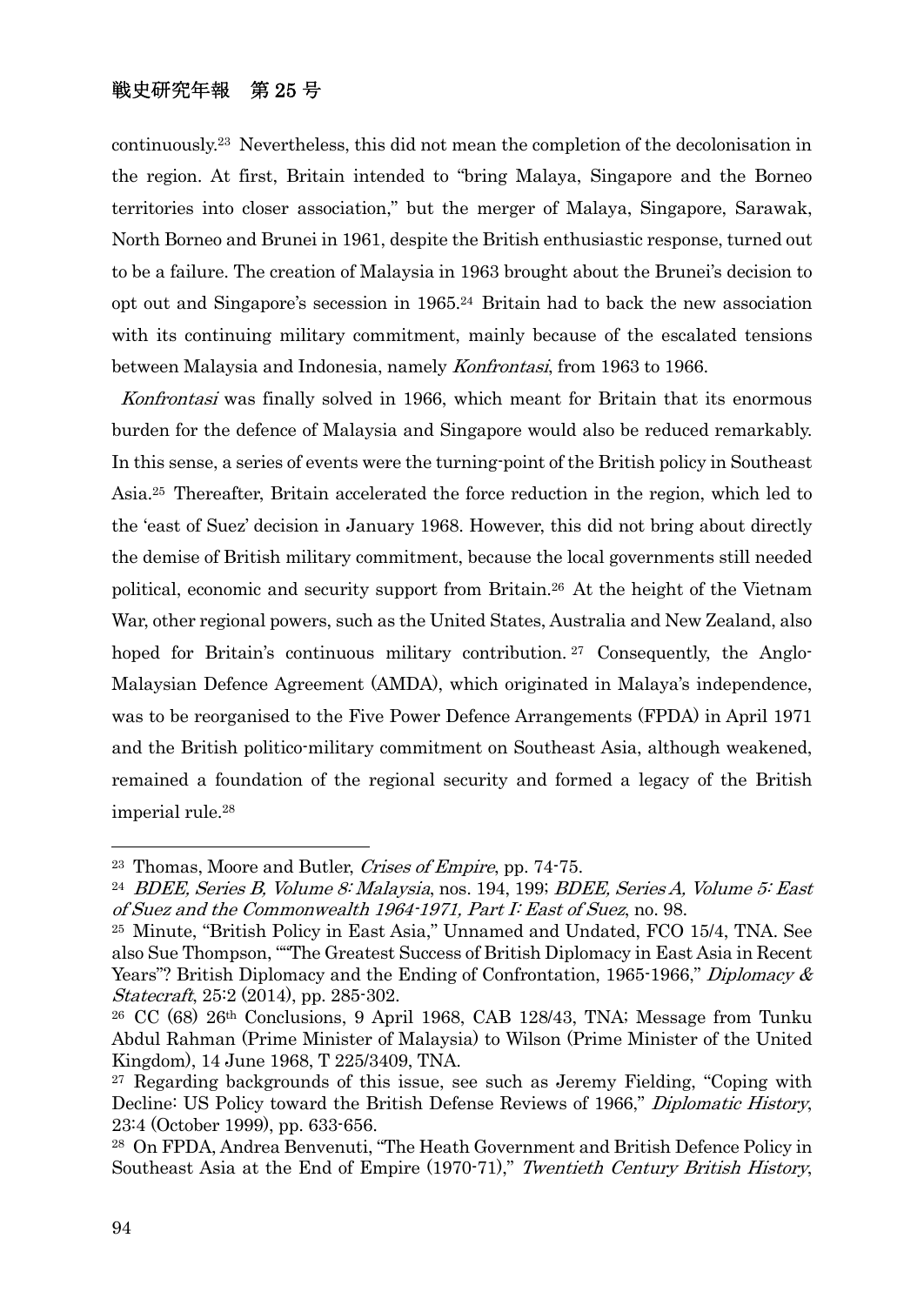continuously.[23] Nevertheless, this did not mean the completion of the decolonisation in the region. At first, Britain intended to "bring Malaya, Singapore and the Borneo territories into closer association," but the merger of Malaya, Singapore, Sarawak, North Borneo and Brunei in 1961, despite the British enthusiastic response, turned out to be a failure. The creation of Malaysia in 1963 brought about the Brunei's decision to opt out and Singapore's secession in 1965.[24] Britain had to back the new association with its continuing military commitment, mainly because of the escalated tensions between Malaysia and Indonesia, namely *Konfrontasi*, from 1963 to 1966.

*Konfrontasi* was finally solved in 1966, which meant for Britain that its enormous burden for the defence of Malaysia and Singapore would also be reduced remarkably. In this sense, a series of events were the turning-point of the British policy in Southeast Asia.[25] Thereafter, Britain accelerated the force reduction in the region, which led to the 'east of Suez' decision in January 1968. However, this did not bring about directly the demise of British military commitment, because the local governments still needed political, economic and security support from Britain.[26] At the height of the Vietnam War, other regional powers, such as the United States, Australia and New Zealand, also hoped for Britain's continuous military contribution.[27] Consequently, the Anglo-Malaysian Defence Agreement (AMDA), which originated in Malaya's independence, was to be reorganised to the Five Power Defence Arrangements (FPDA) in April 1971 and the British politico-military commitment on Southeast Asia, although weakened, remained a foundation of the regional security and formed a legacy of the British imperial rule.[28]

---

[23] Thomas, Moore and Butler, *Crises of Empire*, pp. 74-75.

[24] *BDEE, Series B, Volume 8: Malaysia*, nos. 194, 199; *BDEE, Series A, Volume 5: East of Suez and the Commonwealth 1964-1971, Part I: East of Suez*, no. 98.

[25] Minute, "British Policy in East Asia," Unnamed and Undated, FCO 15/4, TNA. See also Sue Thompson, ""The Greatest Success of British Diplomacy in East Asia in Recent Years"? British Diplomacy and the Ending of Confrontation, 1965-1966," *Diplomacy & Statecraft*, 25:2 (2014), pp. 285-302.

[26] CC (68) 26th Conclusions, 9 April 1968, CAB 128/43, TNA; Message from Tunku Abdul Rahman (Prime Minister of Malaysia) to Wilson (Prime Minister of the United Kingdom), 14 June 1968, T 225/3409, TNA.

[27] Regarding backgrounds of this issue, see such as Jeremy Fielding, "Coping with Decline: US Policy toward the British Defense Reviews of 1966," *Diplomatic History*, 23:4 (October 1999), pp. 633-656.

[28] On FPDA, Andrea Benvenuti, "The Heath Government and British Defence Policy in Southeast Asia at the End of Empire (1970-71)," *Twentieth Century British History*,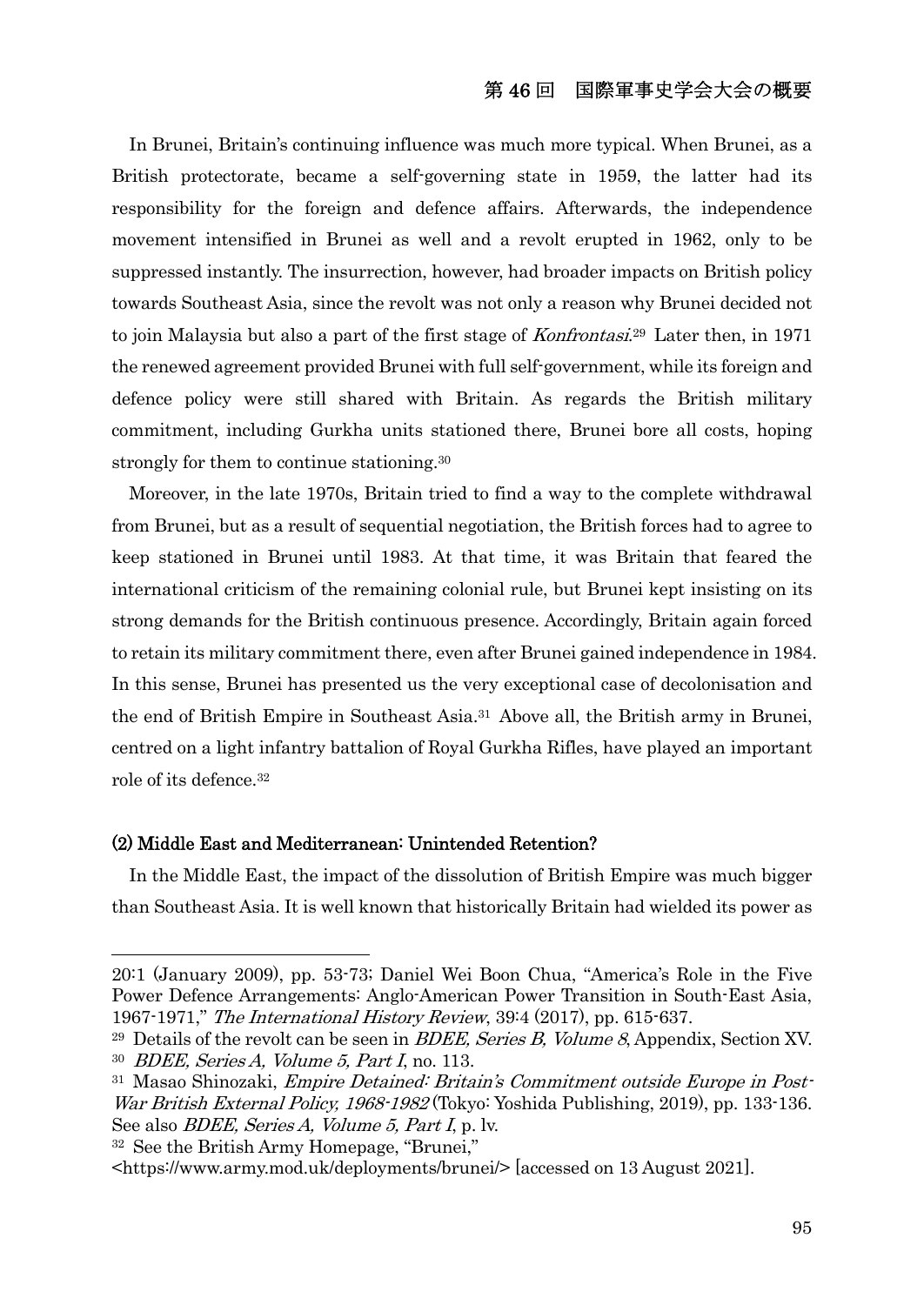In Brunei, Britain's continuing influence was much more typical. When Brunei, as a British protectorate, became a self-governing state in 1959, the latter had its responsibility for the foreign and defence affairs. Afterwards, the independence movement intensified in Brunei as well and a revolt erupted in 1962, only to be suppressed instantly. The insurrection, however, had broader impacts on British policy towards Southeast Asia, since the revolt was not only a reason why Brunei decided not to join Malaysia but also a part of the first stage of *Konfrontasi*.[29] Later then, in 1971 the renewed agreement provided Brunei with full self-government, while its foreign and defence policy were still shared with Britain. As regards the British military commitment, including Gurkha units stationed there, Brunei bore all costs, hoping strongly for them to continue stationing.[30]

Moreover, in the late 1970s, Britain tried to find a way to the complete withdrawal from Brunei, but as a result of sequential negotiation, the British forces had to agree to keep stationed in Brunei until 1983. At that time, it was Britain that feared the international criticism of the remaining colonial rule, but Brunei kept insisting on its strong demands for the British continuous presence. Accordingly, Britain again forced to retain its military commitment there, even after Brunei gained independence in 1984. In this sense, Brunei has presented us the very exceptional case of decolonisation and the end of British Empire in Southeast Asia.[31] Above all, the British army in Brunei, centred on a light infantry battalion of Royal Gurkha Rifles, have played an important role of its defence.[32]

### (2) Middle East and Mediterranean: Unintended Retention?

In the Middle East, the impact of the dissolution of British Empire was much bigger than Southeast Asia. It is well known that historically Britain had wielded its power as

---

20:1 (January 2009), pp. 53-73; Daniel Wei Boon Chua, "America's Role in the Five Power Defence Arrangements: Anglo-American Power Transition in South-East Asia, 1967-1971," *The International History Review*, 39:4 (2017), pp. 615-637.

[29] Details of the revolt can be seen in *BDEE, Series B, Volume 8*, Appendix, Section XV.

[30] *BDEE, Series A, Volume 5, Part I*, no. 113.

[31] Masao Shinozaki, *Empire Detained: Britain's Commitment outside Europe in Post-War British External Policy, 1968-1982* (Tokyo: Yoshida Publishing, 2019), pp. 133-136. See also *BDEE, Series A, Volume 5, Part I*, p. lv.

[32] See the British Army Homepage, "Brunei," <https://www.army.mod.uk/deployments/brunei/> [accessed on 13 August 2021].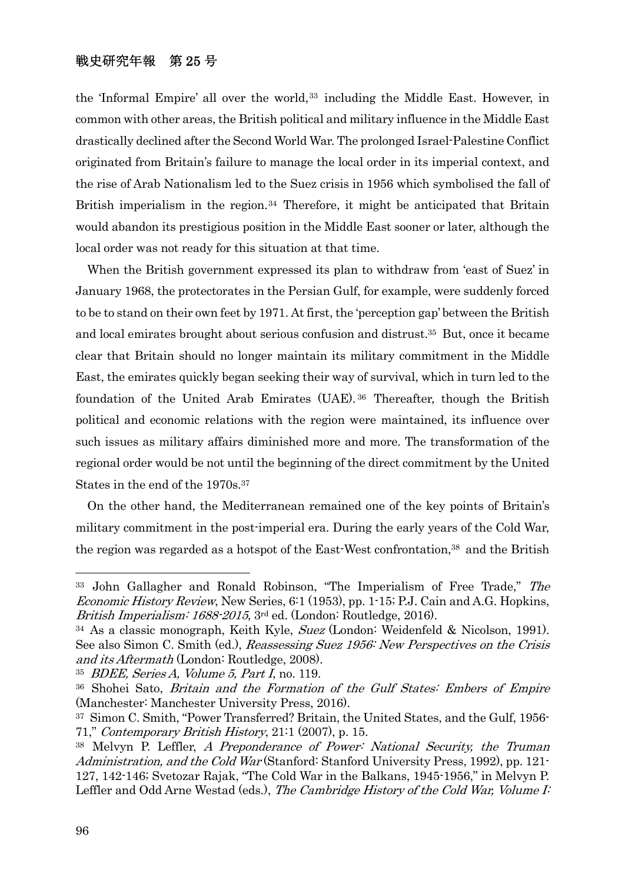the 'Informal Empire' all over the world,[33] including the Middle East. However, in common with other areas, the British political and military influence in the Middle East drastically declined after the Second World War. The prolonged Israel-Palestine Conflict originated from Britain's failure to manage the local order in its imperial context, and the rise of Arab Nationalism led to the Suez crisis in 1956 which symbolised the fall of British imperialism in the region.[34] Therefore, it might be anticipated that Britain would abandon its prestigious position in the Middle East sooner or later, although the local order was not ready for this situation at that time.

When the British government expressed its plan to withdraw from 'east of Suez' in January 1968, the protectorates in the Persian Gulf, for example, were suddenly forced to be to stand on their own feet by 1971. At first, the 'perception gap' between the British and local emirates brought about serious confusion and distrust.[35] But, once it became clear that Britain should no longer maintain its military commitment in the Middle East, the emirates quickly began seeking their way of survival, which in turn led to the foundation of the United Arab Emirates (UAE).[36] Thereafter, though the British political and economic relations with the region were maintained, its influence over such issues as military affairs diminished more and more. The transformation of the regional order would be not until the beginning of the direct commitment by the United States in the end of the 1970s.[37]

On the other hand, the Mediterranean remained one of the key points of Britain's military commitment in the post-imperial era. During the early years of the Cold War, the region was regarded as a hotspot of the East-West confrontation,[38] and the British

---

[33] John Gallagher and Ronald Robinson, "The Imperialism of Free Trade," *The Economic History Review*, New Series, 6:1 (1953), pp. 1-15; P.J. Cain and A.G. Hopkins, *British Imperialism: 1688-2015*, 3rd ed. (London: Routledge, 2016).

[34] As a classic monograph, Keith Kyle, *Suez* (London: Weidenfeld & Nicolson, 1991). See also Simon C. Smith (ed.), *Reassessing Suez 1956: New Perspectives on the Crisis and its Aftermath* (London: Routledge, 2008).

[35] *BDEE, Series A, Volume 5, Part I*, no. 119.

[36] Shohei Sato, *Britain and the Formation of the Gulf States: Embers of Empire* (Manchester: Manchester University Press, 2016).

[37] Simon C. Smith, "Power Transferred? Britain, the United States, and the Gulf, 1956-71," *Contemporary British History*, 21:1 (2007), p. 15.

[38] Melvyn P. Leffler, *A Preponderance of Power: National Security, the Truman Administration, and the Cold War* (Stanford: Stanford University Press, 1992), pp. 121-127, 142-146; Svetozar Rajak, "The Cold War in the Balkans, 1945-1956," in Melvyn P. Leffler and Odd Arne Westad (eds.), *The Cambridge History of the Cold War, Volume I:*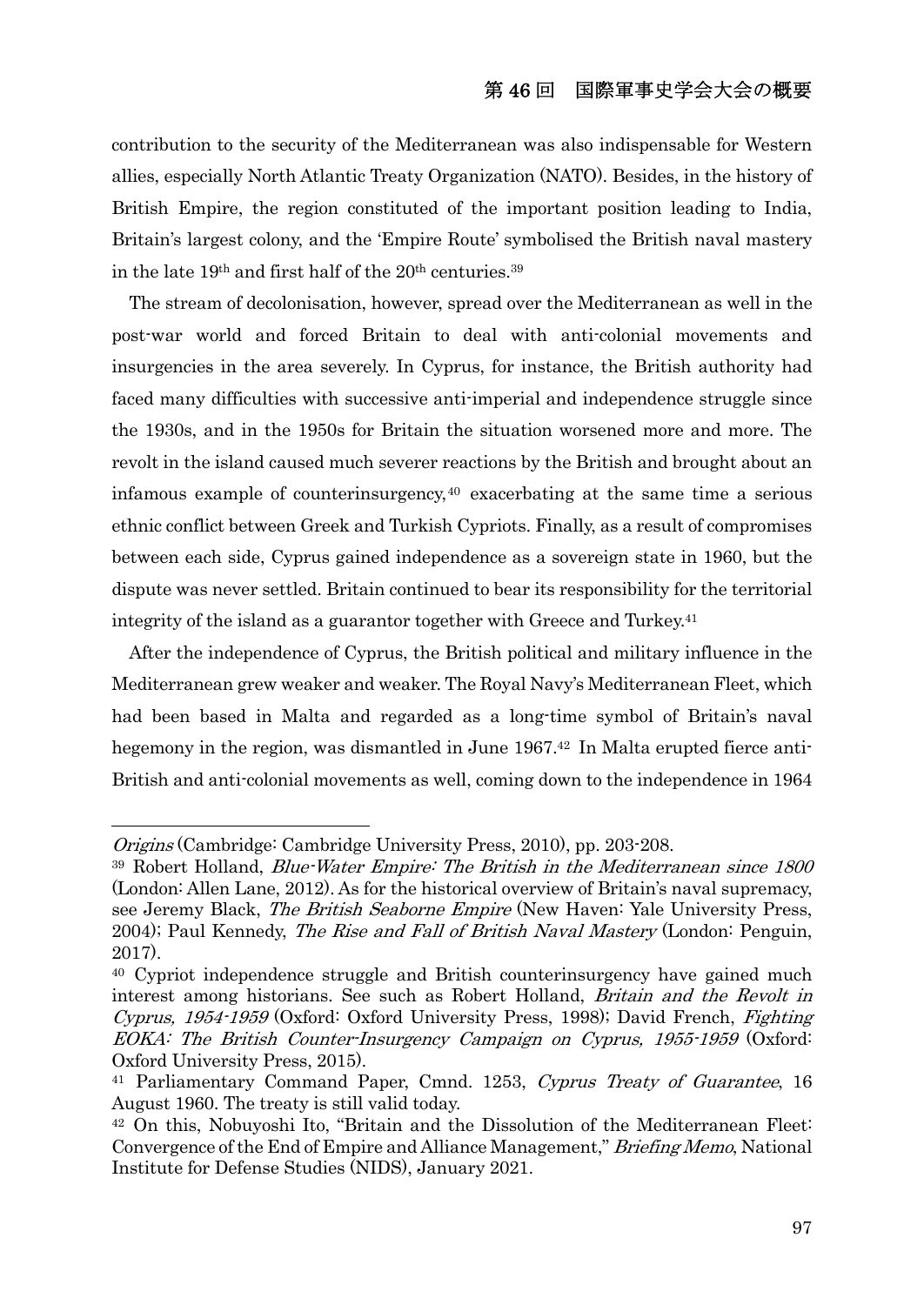contribution to the security of the Mediterranean was also indispensable for Western allies, especially North Atlantic Treaty Organization (NATO). Besides, in the history of British Empire, the region constituted of the important position leading to India, Britain's largest colony, and the 'Empire Route' symbolised the British naval mastery in the late 19th and first half of the 20th centuries.[39]

The stream of decolonisation, however, spread over the Mediterranean as well in the post-war world and forced Britain to deal with anti-colonial movements and insurgencies in the area severely. In Cyprus, for instance, the British authority had faced many difficulties with successive anti-imperial and independence struggle since the 1930s, and in the 1950s for Britain the situation worsened more and more. The revolt in the island caused much severer reactions by the British and brought about an infamous example of counterinsurgency,[40] exacerbating at the same time a serious ethnic conflict between Greek and Turkish Cypriots. Finally, as a result of compromises between each side, Cyprus gained independence as a sovereign state in 1960, but the dispute was never settled. Britain continued to bear its responsibility for the territorial integrity of the island as a guarantor together with Greece and Turkey.[41]

After the independence of Cyprus, the British political and military influence in the Mediterranean grew weaker and weaker. The Royal Navy's Mediterranean Fleet, which had been based in Malta and regarded as a long-time symbol of Britain's naval hegemony in the region, was dismantled in June 1967.[42] In Malta erupted fierce anti-British and anti-colonial movements as well, coming down to the independence in 1964

---

*Origins* (Cambridge: Cambridge University Press, 2010), pp. 203-208.

[39] Robert Holland, *Blue-Water Empire: The British in the Mediterranean since 1800* (London: Allen Lane, 2012). As for the historical overview of Britain's naval supremacy, see Jeremy Black, *The British Seaborne Empire* (New Haven: Yale University Press, 2004); Paul Kennedy, *The Rise and Fall of British Naval Mastery* (London: Penguin, 2017).

[40] Cypriot independence struggle and British counterinsurgency have gained much interest among historians. See such as Robert Holland, *Britain and the Revolt in Cyprus, 1954-1959* (Oxford: Oxford University Press, 1998); David French, *Fighting EOKA: The British Counter-Insurgency Campaign on Cyprus, 1955-1959* (Oxford: Oxford University Press, 2015).

[41] Parliamentary Command Paper, Cmnd. 1253, *Cyprus Treaty of Guarantee*, 16 August 1960. The treaty is still valid today.

[42] On this, Nobuyoshi Ito, "Britain and the Dissolution of the Mediterranean Fleet: Convergence of the End of Empire and Alliance Management," *Briefing Memo*, National Institute for Defense Studies (NIDS), January 2021.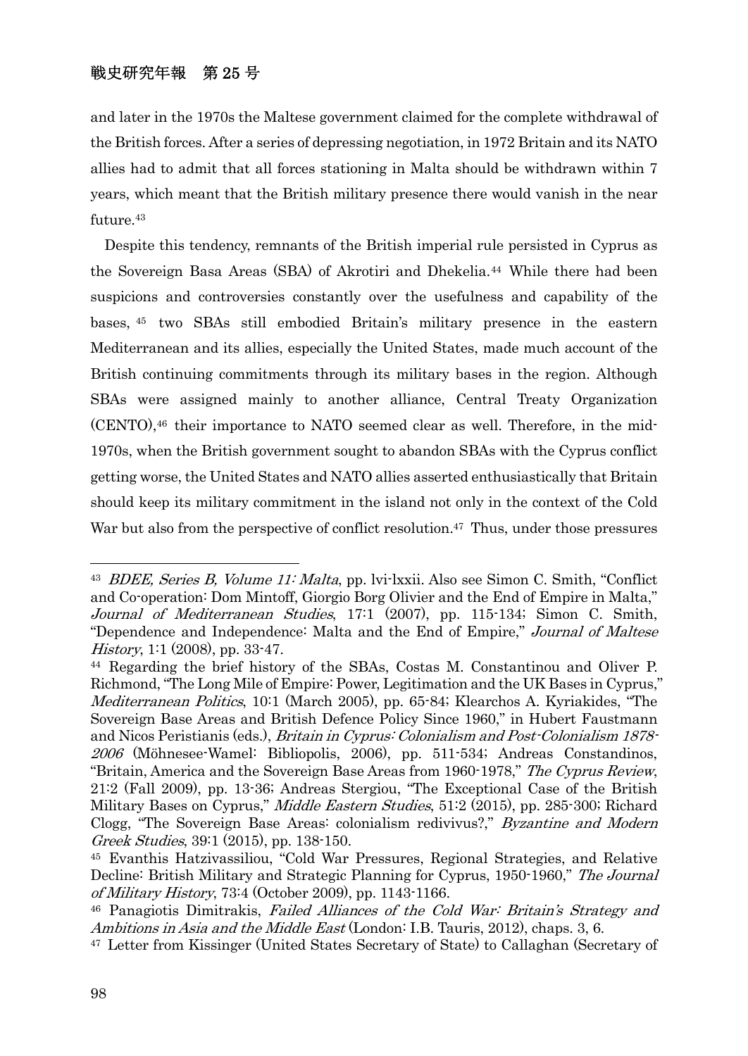and later in the 1970s the Maltese government claimed for the complete withdrawal of the British forces. After a series of depressing negotiation, in 1972 Britain and its NATO allies had to admit that all forces stationing in Malta should be withdrawn within 7 years, which meant that the British military presence there would vanish in the near future.[43]

Despite this tendency, remnants of the British imperial rule persisted in Cyprus as the Sovereign Basa Areas (SBA) of Akrotiri and Dhekelia.[44] While there had been suspicions and controversies constantly over the usefulness and capability of the bases,[45] two SBAs still embodied Britain's military presence in the eastern Mediterranean and its allies, especially the United States, made much account of the British continuing commitments through its military bases in the region. Although SBAs were assigned mainly to another alliance, Central Treaty Organization (CENTO),[46] their importance to NATO seemed clear as well. Therefore, in the mid-1970s, when the British government sought to abandon SBAs with the Cyprus conflict getting worse, the United States and NATO allies asserted enthusiastically that Britain should keep its military commitment in the island not only in the context of the Cold War but also from the perspective of conflict resolution.[47] Thus, under those pressures

---

[43] *BDEE, Series B, Volume 11: Malta*, pp. lvi-lxxii. Also see Simon C. Smith, "Conflict and Co-operation: Dom Mintoff, Giorgio Borg Olivier and the End of Empire in Malta," *Journal of Mediterranean Studies*, 17:1 (2007), pp. 115-134; Simon C. Smith, "Dependence and Independence: Malta and the End of Empire," *Journal of Maltese History*, 1:1 (2008), pp. 33-47.

[44] Regarding the brief history of the SBAs, Costas M. Constantinou and Oliver P. Richmond, "The Long Mile of Empire: Power, Legitimation and the UK Bases in Cyprus," *Mediterranean Politics*, 10:1 (March 2005), pp. 65-84; Klearchos A. Kyriakides, "The Sovereign Base Areas and British Defence Policy Since 1960," in Hubert Faustmann and Nicos Peristianis (eds.), *Britain in Cyprus: Colonialism and Post-Colonialism 1878-2006* (Möhnesee-Wamel: Bibliopolis, 2006), pp. 511-534; Andreas Constandinos, "Britain, America and the Sovereign Base Areas from 1960-1978," *The Cyprus Review*, 21:2 (Fall 2009), pp. 13-36; Andreas Stergiou, "The Exceptional Case of the British Military Bases on Cyprus," *Middle Eastern Studies*, 51:2 (2015), pp. 285-300; Richard Clogg, "The Sovereign Base Areas: colonialism redivivus?," *Byzantine and Modern Greek Studies*, 39:1 (2015), pp. 138-150.

[45] Evanthis Hatzivassiliou, "Cold War Pressures, Regional Strategies, and Relative Decline: British Military and Strategic Planning for Cyprus, 1950-1960," *The Journal of Military History*, 73:4 (October 2009), pp. 1143-1166.

[46] Panagiotis Dimitrakis, *Failed Alliances of the Cold War: Britain's Strategy and Ambitions in Asia and the Middle East* (London: I.B. Tauris, 2012), chaps. 3, 6.

[47] Letter from Kissinger (United States Secretary of State) to Callaghan (Secretary of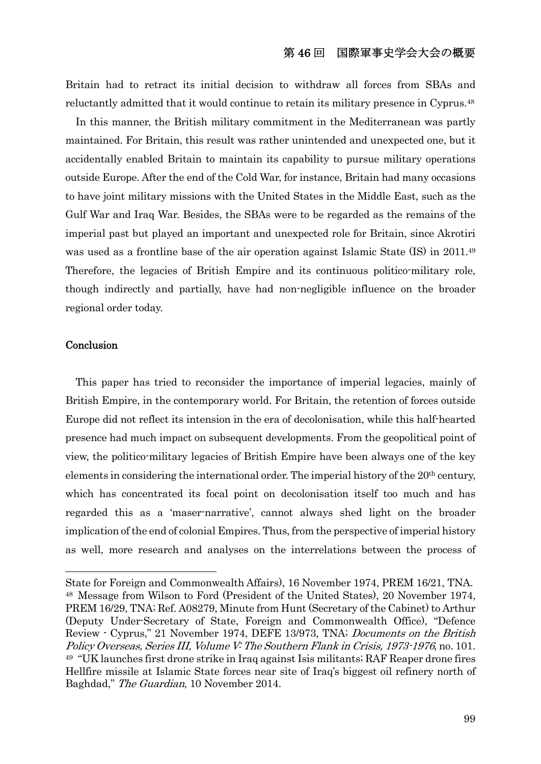Britain had to retract its initial decision to withdraw all forces from SBAs and reluctantly admitted that it would continue to retain its military presence in Cyprus.[48]

In this manner, the British military commitment in the Mediterranean was partly maintained. For Britain, this result was rather unintended and unexpected one, but it accidentally enabled Britain to maintain its capability to pursue military operations outside Europe. After the end of the Cold War, for instance, Britain had many occasions to have joint military missions with the United States in the Middle East, such as the Gulf War and Iraq War. Besides, the SBAs were to be regarded as the remains of the imperial past but played an important and unexpected role for Britain, since Akrotiri was used as a frontline base of the air operation against Islamic State (IS) in 2011.[49] Therefore, the legacies of British Empire and its continuous politico-military role, though indirectly and partially, have had non-negligible influence on the broader regional order today.

## Conclusion

This paper has tried to reconsider the importance of imperial legacies, mainly of British Empire, in the contemporary world. For Britain, the retention of forces outside Europe did not reflect its intension in the era of decolonisation, while this half-hearted presence had much impact on subsequent developments. From the geopolitical point of view, the politico-military legacies of British Empire have been always one of the key elements in considering the international order. The imperial history of the 20th century, which has concentrated its focal point on decolonisation itself too much and has regarded this as a 'maser-narrative', cannot always shed light on the broader implication of the end of colonial Empires. Thus, from the perspective of imperial history as well, more research and analyses on the interrelations between the process of

---

State for Foreign and Commonwealth Affairs), 16 November 1974, PREM 16/21, TNA.

[48] Message from Wilson to Ford (President of the United States), 20 November 1974, PREM 16/29, TNA; Ref. A08279, Minute from Hunt (Secretary of the Cabinet) to Arthur (Deputy Under-Secretary of State, Foreign and Commonwealth Office), "Defence Review - Cyprus," 21 November 1974, DEFE 13/973, TNA; *Documents on the British Policy Overseas, Series III, Volume V: The Southern Flank in Crisis, 1973-1976*, no. 101.

[49] "UK launches first drone strike in Iraq against Isis militants; RAF Reaper drone fires Hellfire missile at Islamic State forces near site of Iraq's biggest oil refinery north of Baghdad," *The Guardian*, 10 November 2014.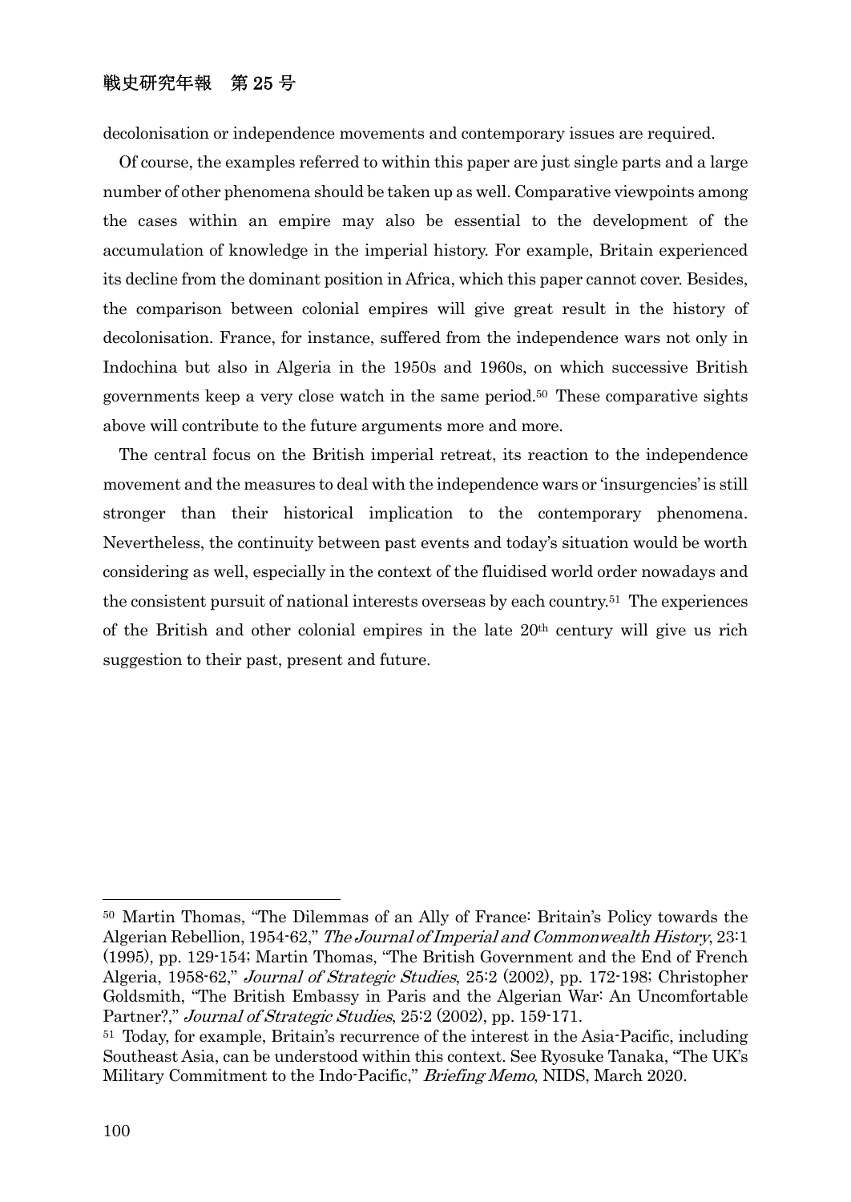decolonisation or independence movements and contemporary issues are required.

Of course, the examples referred to within this paper are just single parts and a large number of other phenomena should be taken up as well. Comparative viewpoints among the cases within an empire may also be essential to the development of the accumulation of knowledge in the imperial history. For example, Britain experienced its decline from the dominant position in Africa, which this paper cannot cover. Besides, the comparison between colonial empires will give great result in the history of decolonisation. France, for instance, suffered from the independence wars not only in Indochina but also in Algeria in the 1950s and 1960s, on which successive British governments keep a very close watch in the same period.[50] These comparative sights above will contribute to the future arguments more and more.

The central focus on the British imperial retreat, its reaction to the independence movement and the measures to deal with the independence wars or 'insurgencies' is still stronger than their historical implication to the contemporary phenomena. Nevertheless, the continuity between past events and today's situation would be worth considering as well, especially in the context of the fluidised world order nowadays and the consistent pursuit of national interests overseas by each country.[51] The experiences of the British and other colonial empires in the late 20th century will give us rich suggestion to their past, present and future.

---

[50] Martin Thomas, "The Dilemmas of an Ally of France: Britain's Policy towards the Algerian Rebellion, 1954-62," *The Journal of Imperial and Commonwealth History*, 23:1 (1995), pp. 129-154; Martin Thomas, "The British Government and the End of French Algeria, 1958-62," *Journal of Strategic Studies*, 25:2 (2002), pp. 172-198; Christopher Goldsmith, "The British Embassy in Paris and the Algerian War: An Uncomfortable Partner?," *Journal of Strategic Studies*, 25:2 (2002), pp. 159-171.

[51] Today, for example, Britain's recurrence of the interest in the Asia-Pacific, including Southeast Asia, can be understood within this context. See Ryosuke Tanaka, "The UK's Military Commitment to the Indo-Pacific," *Briefing Memo*, NIDS, March 2020.